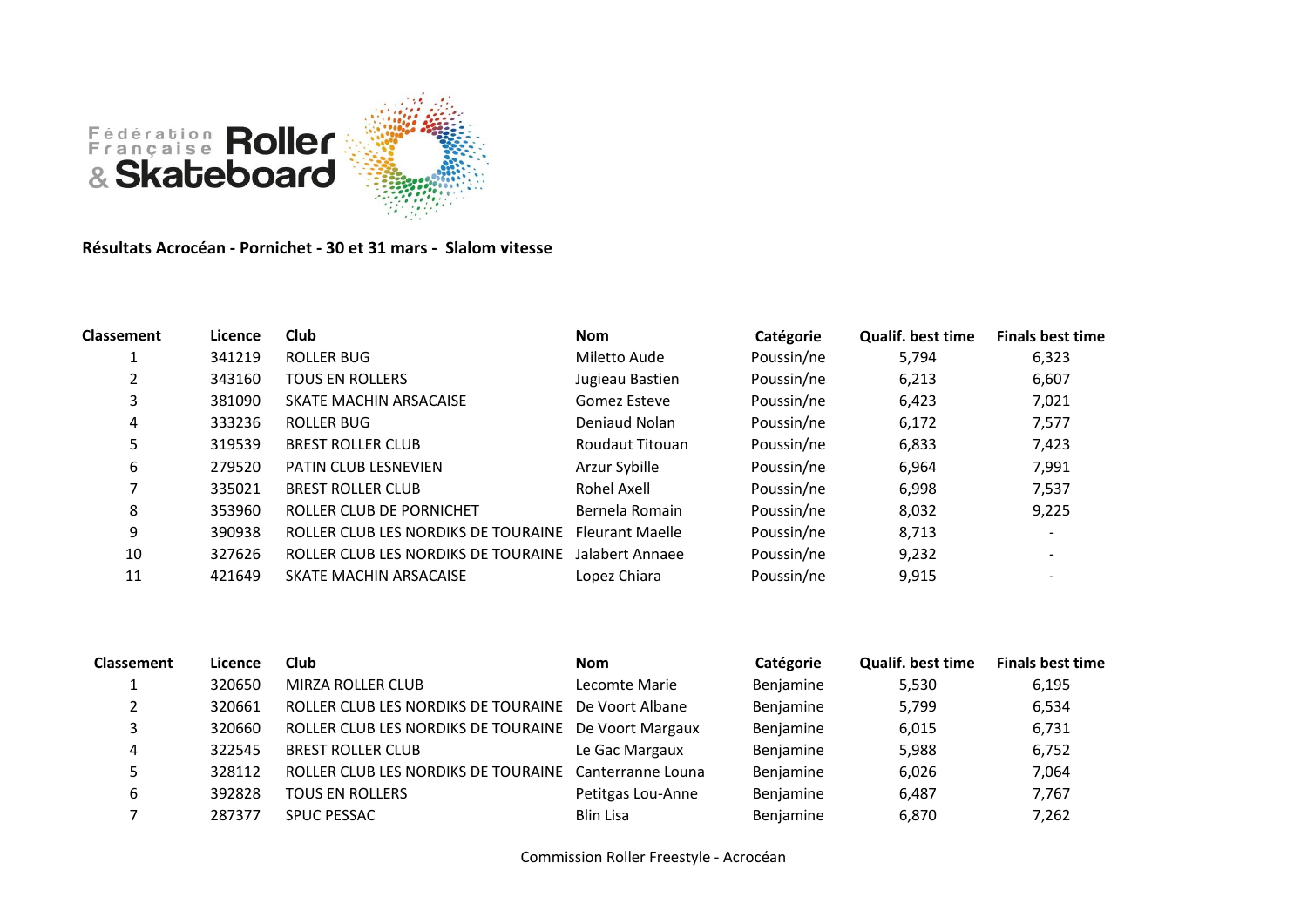Fédération Française Roller & Skateboard

**Résultats Acrocéan - Pornichet - 30 et 31 mars - Slalom vitesse**

| Classement | Licence | Club | Nom | Catégorie | Qualif. best time | Finals best time |
|---|---|---|---|---|---|---|
| 1 | 341219 | ROLLER BUG | Miletto Aude | Poussin/ne | 5,794 | 6,323 |
| 2 | 343160 | TOUS EN ROLLERS | Jugieau Bastien | Poussin/ne | 6,213 | 6,607 |
| 3 | 381090 | SKATE MACHIN ARSACAISE | Gomez Esteve | Poussin/ne | 6,423 | 7,021 |
| 4 | 333236 | ROLLER BUG | Deniaud Nolan | Poussin/ne | 6,172 | 7,577 |
| 5 | 319539 | BREST ROLLER CLUB | Roudaut Titouan | Poussin/ne | 6,833 | 7,423 |
| 6 | 279520 | PATIN CLUB LESNEVIEN | Arzur Sybille | Poussin/ne | 6,964 | 7,991 |
| 7 | 335021 | BREST ROLLER CLUB | Rohel Axell | Poussin/ne | 6,998 | 7,537 |
| 8 | 353960 | ROLLER CLUB DE PORNICHET | Bernela Romain | Poussin/ne | 8,032 | 9,225 |
| 9 | 390938 | ROLLER CLUB LES NORDIKS DE TOURAINE | Fleurant Maelle | Poussin/ne | 8,713 | - |
| 10 | 327626 | ROLLER CLUB LES NORDIKS DE TOURAINE | Jalabert Annaee | Poussin/ne | 9,232 | - |
| 11 | 421649 | SKATE MACHIN ARSACAISE | Lopez Chiara | Poussin/ne | 9,915 | - |

| Classement | Licence | Club | Nom | Catégorie | Qualif. best time | Finals best time |
|---|---|---|---|---|---|---|
| 1 | 320650 | MIRZA ROLLER CLUB | Lecomte Marie | Benjamine | 5,530 | 6,195 |
| 2 | 320661 | ROLLER CLUB LES NORDIKS DE TOURAINE | De Voort Albane | Benjamine | 5,799 | 6,534 |
| 3 | 320660 | ROLLER CLUB LES NORDIKS DE TOURAINE | De Voort Margaux | Benjamine | 6,015 | 6,731 |
| 4 | 322545 | BREST ROLLER CLUB | Le Gac Margaux | Benjamine | 5,988 | 6,752 |
| 5 | 328112 | ROLLER CLUB LES NORDIKS DE TOURAINE | Canterranne Louna | Benjamine | 6,026 | 7,064 |
| 6 | 392828 | TOUS EN ROLLERS | Petitgas Lou-Anne | Benjamine | 6,487 | 7,767 |
| 7 | 287377 | SPUC PESSAC | Blin Lisa | Benjamine | 6,870 | 7,262 |

Commission Roller Freestyle - Acrocéan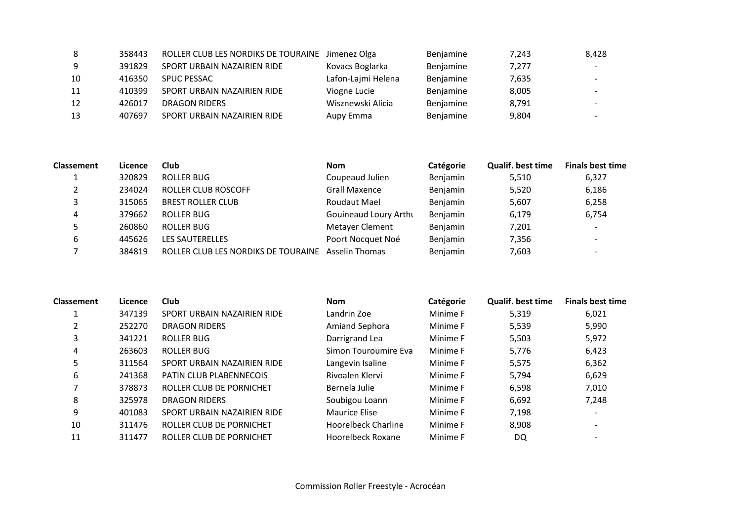| | | | | | | |
|---|---|---|---|---|---|---|
| 8 | 358443 | ROLLER CLUB LES NORDIKS DE TOURAINE | Jimenez Olga | Benjamine | 7,243 | 8,428 |
| 9 | 391829 | SPORT URBAIN NAZAIRIEN RIDE | Kovacs Boglarka | Benjamine | 7,277 | - |
| 10 | 416350 | SPUC PESSAC | Lafon-Lajmi Helena | Benjamine | 7,635 | - |
| 11 | 410399 | SPORT URBAIN NAZAIRIEN RIDE | Viogne Lucie | Benjamine | 8,005 | - |
| 12 | 426017 | DRAGON RIDERS | Wisznewski Alicia | Benjamine | 8,791 | - |
| 13 | 407697 | SPORT URBAIN NAZAIRIEN RIDE | Aupy Emma | Benjamine | 9,804 | - |

| Classement | Licence | Club | Nom | Catégorie | Qualif. best time | Finals best time |
|---|---|---|---|---|---|---|
| 1 | 320829 | ROLLER BUG | Coupeaud Julien | Benjamin | 5,510 | 6,327 |
| 2 | 234024 | ROLLER CLUB ROSCOFF | Grall Maxence | Benjamin | 5,520 | 6,186 |
| 3 | 315065 | BREST ROLLER CLUB | Roudaut Mael | Benjamin | 5,607 | 6,258 |
| 4 | 379662 | ROLLER BUG | Gouineaud Loury Arthu | Benjamin | 6,179 | 6,754 |
| 5 | 260860 | ROLLER BUG | Metayer Clement | Benjamin | 7,201 | - |
| 6 | 445626 | LES SAUTERELLES | Poort Nocquet Noé | Benjamin | 7,356 | - |
| 7 | 384819 | ROLLER CLUB LES NORDIKS DE TOURAINE | Asselin Thomas | Benjamin | 7,603 | - |

| Classement | Licence | Club | Nom | Catégorie | Qualif. best time | Finals best time |
|---|---|---|---|---|---|---|
| 1 | 347139 | SPORT URBAIN NAZAIRIEN RIDE | Landrin Zoe | Minime F | 5,319 | 6,021 |
| 2 | 252270 | DRAGON RIDERS | Amiand Sephora | Minime F | 5,539 | 5,990 |
| 3 | 341221 | ROLLER BUG | Darrigrand Lea | Minime F | 5,503 | 5,972 |
| 4 | 263603 | ROLLER BUG | Simon Touroumire Eva | Minime F | 5,776 | 6,423 |
| 5 | 311564 | SPORT URBAIN NAZAIRIEN RIDE | Langevin Isaline | Minime F | 5,575 | 6,362 |
| 6 | 241368 | PATIN CLUB PLABENNECOIS | Rivoalen Klervi | Minime F | 5,794 | 6,629 |
| 7 | 378873 | ROLLER CLUB DE PORNICHET | Bernela Julie | Minime F | 6,598 | 7,010 |
| 8 | 325978 | DRAGON RIDERS | Soubigou Loann | Minime F | 6,692 | 7,248 |
| 9 | 401083 | SPORT URBAIN NAZAIRIEN RIDE | Maurice Elise | Minime F | 7,198 | - |
| 10 | 311476 | ROLLER CLUB DE PORNICHET | Hoorelbeck Charline | Minime F | 8,908 | - |
| 11 | 311477 | ROLLER CLUB DE PORNICHET | Hoorelbeck Roxane | Minime F | DQ | - |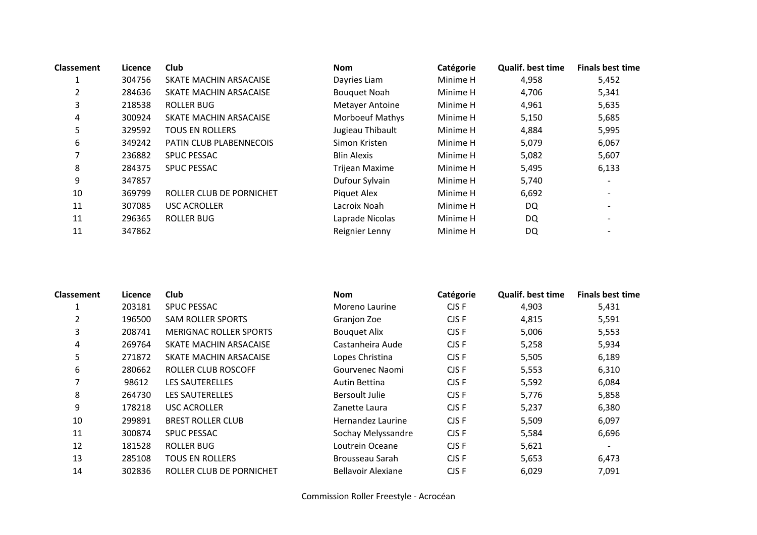| Classement | Licence | Club | Nom | Catégorie | Qualif. best time | Finals best time |
|---|---|---|---|---|---|---|
| 1 | 304756 | SKATE MACHIN ARSACAISE | Dayries Liam | Minime H | 4,958 | 5,452 |
| 2 | 284636 | SKATE MACHIN ARSACAISE | Bouquet Noah | Minime H | 4,706 | 5,341 |
| 3 | 218538 | ROLLER BUG | Metayer Antoine | Minime H | 4,961 | 5,635 |
| 4 | 300924 | SKATE MACHIN ARSACAISE | Morboeuf Mathys | Minime H | 5,150 | 5,685 |
| 5 | 329592 | TOUS EN ROLLERS | Jugieau Thibault | Minime H | 4,884 | 5,995 |
| 6 | 349242 | PATIN CLUB PLABENNECOIS | Simon Kristen | Minime H | 5,079 | 6,067 |
| 7 | 236882 | SPUC PESSAC | Blin Alexis | Minime H | 5,082 | 5,607 |
| 8 | 284375 | SPUC PESSAC | Trijean Maxime | Minime H | 5,495 | 6,133 |
| 9 | 347857 | | Dufour Sylvain | Minime H | 5,740 | - |
| 10 | 369799 | ROLLER CLUB DE PORNICHET | Piquet Alex | Minime H | 6,692 | - |
| 11 | 307085 | USC ACROLLER | Lacroix Noah | Minime H | DQ | - |
| 11 | 296365 | ROLLER BUG | Laprade Nicolas | Minime H | DQ | - |
| 11 | 347862 | | Reignier Lenny | Minime H | DQ | - |

| Classement | Licence | Club | Nom | Catégorie | Qualif. best time | Finals best time |
|---|---|---|---|---|---|---|
| 1 | 203181 | SPUC PESSAC | Moreno Laurine | CJS F | 4,903 | 5,431 |
| 2 | 196500 | SAM ROLLER SPORTS | Granjon Zoe | CJS F | 4,815 | 5,591 |
| 3 | 208741 | MERIGNAC ROLLER SPORTS | Bouquet Alix | CJS F | 5,006 | 5,553 |
| 4 | 269764 | SKATE MACHIN ARSACAISE | Castanheira Aude | CJS F | 5,258 | 5,934 |
| 5 | 271872 | SKATE MACHIN ARSACAISE | Lopes Christina | CJS F | 5,505 | 6,189 |
| 6 | 280662 | ROLLER CLUB ROSCOFF | Gourvenec Naomi | CJS F | 5,553 | 6,310 |
| 7 | 98612 | LES SAUTERELLES | Autin Bettina | CJS F | 5,592 | 6,084 |
| 8 | 264730 | LES SAUTERELLES | Bersoult Julie | CJS F | 5,776 | 5,858 |
| 9 | 178218 | USC ACROLLER | Zanette Laura | CJS F | 5,237 | 6,380 |
| 10 | 299891 | BREST ROLLER CLUB | Hernandez Laurine | CJS F | 5,509 | 6,097 |
| 11 | 300874 | SPUC PESSAC | Sochay Melyssandre | CJS F | 5,584 | 6,696 |
| 12 | 181528 | ROLLER BUG | Loutrein Oceane | CJS F | 5,621 | - |
| 13 | 285108 | TOUS EN ROLLERS | Brousseau Sarah | CJS F | 5,653 | 6,473 |
| 14 | 302836 | ROLLER CLUB DE PORNICHET | Bellavoir Alexiane | CJS F | 6,029 | 7,091 |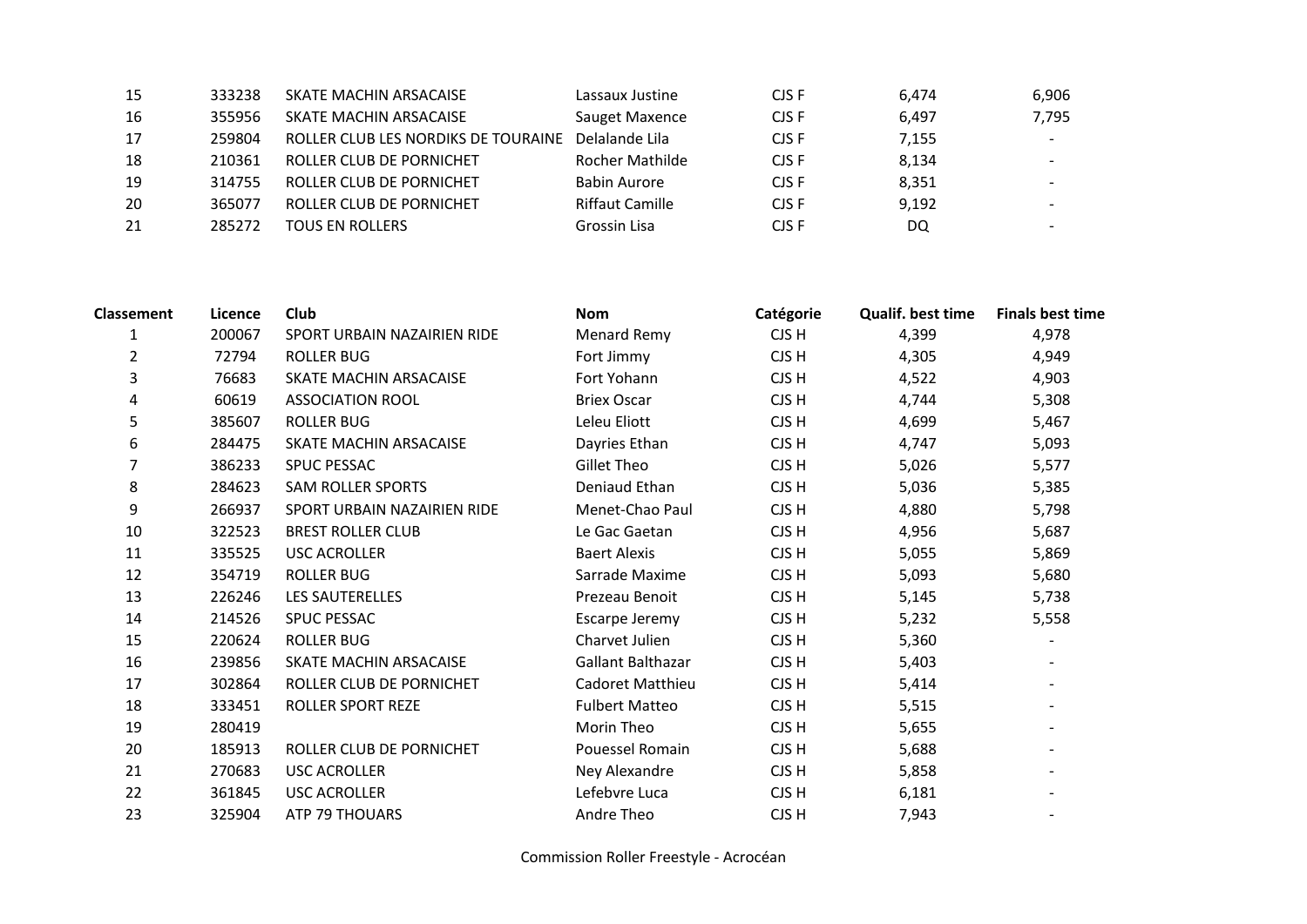| | | | | | | |
|---|---|---|---|---|---|---|
| 15 | 333238 | SKATE MACHIN ARSACAISE | Lassaux Justine | CJS F | 6,474 | 6,906 |
| 16 | 355956 | SKATE MACHIN ARSACAISE | Sauget Maxence | CJS F | 6,497 | 7,795 |
| 17 | 259804 | ROLLER CLUB LES NORDIKS DE TOURAINE | Delalande Lila | CJS F | 7,155 | - |
| 18 | 210361 | ROLLER CLUB DE PORNICHET | Rocher Mathilde | CJS F | 8,134 | - |
| 19 | 314755 | ROLLER CLUB DE PORNICHET | Babin Aurore | CJS F | 8,351 | - |
| 20 | 365077 | ROLLER CLUB DE PORNICHET | Riffaut Camille | CJS F | 9,192 | - |
| 21 | 285272 | TOUS EN ROLLERS | Grossin Lisa | CJS F | DQ | - |

| Classement | Licence | Club | Nom | Catégorie | Qualif. best time | Finals best time |
|---|---|---|---|---|---|---|
| 1 | 200067 | SPORT URBAIN NAZAIRIEN RIDE | Menard Remy | CJS H | 4,399 | 4,978 |
| 2 | 72794 | ROLLER BUG | Fort Jimmy | CJS H | 4,305 | 4,949 |
| 3 | 76683 | SKATE MACHIN ARSACAISE | Fort Yohann | CJS H | 4,522 | 4,903 |
| 4 | 60619 | ASSOCIATION ROOL | Briex Oscar | CJS H | 4,744 | 5,308 |
| 5 | 385607 | ROLLER BUG | Leleu Eliott | CJS H | 4,699 | 5,467 |
| 6 | 284475 | SKATE MACHIN ARSACAISE | Dayries Ethan | CJS H | 4,747 | 5,093 |
| 7 | 386233 | SPUC PESSAC | Gillet Theo | CJS H | 5,026 | 5,577 |
| 8 | 284623 | SAM ROLLER SPORTS | Deniaud Ethan | CJS H | 5,036 | 5,385 |
| 9 | 266937 | SPORT URBAIN NAZAIRIEN RIDE | Menet-Chao Paul | CJS H | 4,880 | 5,798 |
| 10 | 322523 | BREST ROLLER CLUB | Le Gac Gaetan | CJS H | 4,956 | 5,687 |
| 11 | 335525 | USC ACROLLER | Baert Alexis | CJS H | 5,055 | 5,869 |
| 12 | 354719 | ROLLER BUG | Sarrade Maxime | CJS H | 5,093 | 5,680 |
| 13 | 226246 | LES SAUTERELLES | Prezeau Benoit | CJS H | 5,145 | 5,738 |
| 14 | 214526 | SPUC PESSAC | Escarpe Jeremy | CJS H | 5,232 | 5,558 |
| 15 | 220624 | ROLLER BUG | Charvet Julien | CJS H | 5,360 | - |
| 16 | 239856 | SKATE MACHIN ARSACAISE | Gallant Balthazar | CJS H | 5,403 | - |
| 17 | 302864 | ROLLER CLUB DE PORNICHET | Cadoret Matthieu | CJS H | 5,414 | - |
| 18 | 333451 | ROLLER SPORT REZE | Fulbert Matteo | CJS H | 5,515 | - |
| 19 | 280419 | | Morin Theo | CJS H | 5,655 | - |
| 20 | 185913 | ROLLER CLUB DE PORNICHET | Pouessel Romain | CJS H | 5,688 | - |
| 21 | 270683 | USC ACROLLER | Ney Alexandre | CJS H | 5,858 | - |
| 22 | 361845 | USC ACROLLER | Lefebvre Luca | CJS H | 6,181 | - |
| 23 | 325904 | ATP 79 THOUARS | Andre Theo | CJS H | 7,943 | - |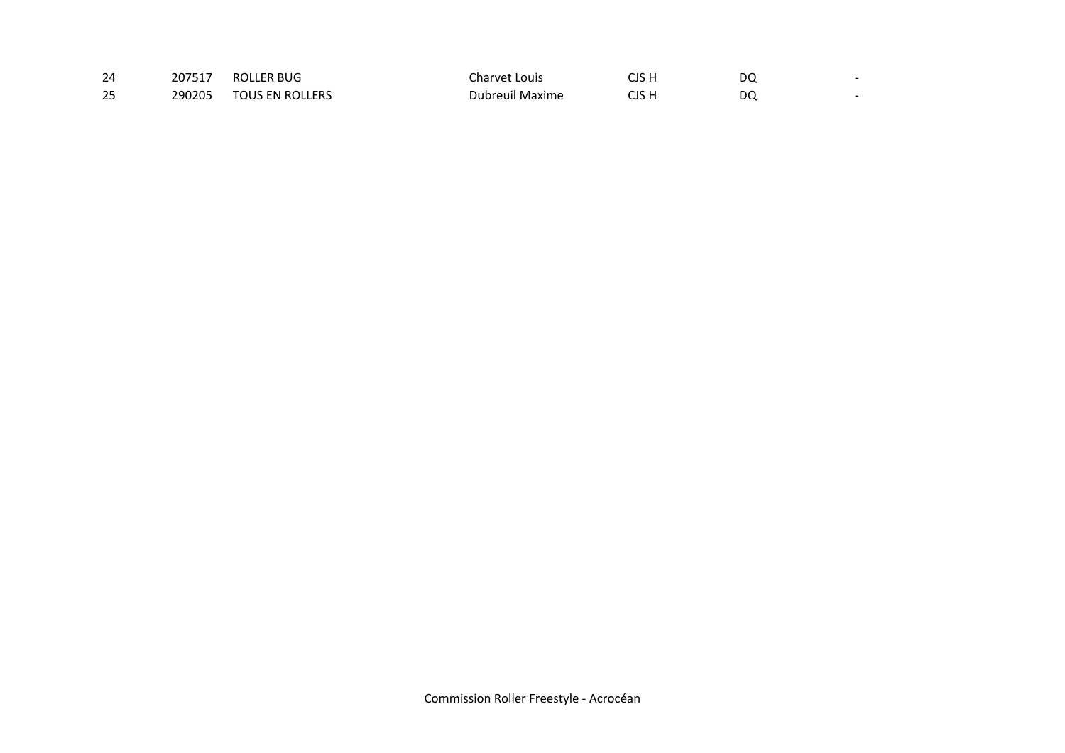| | | | | | | |
|---|---|---|---|---|---|---|
| 24 | 207517 | ROLLER BUG | Charvet Louis | CJS H | DQ | - |
| 25 | 290205 | TOUS EN ROLLERS | Dubreuil Maxime | CJS H | DQ | - |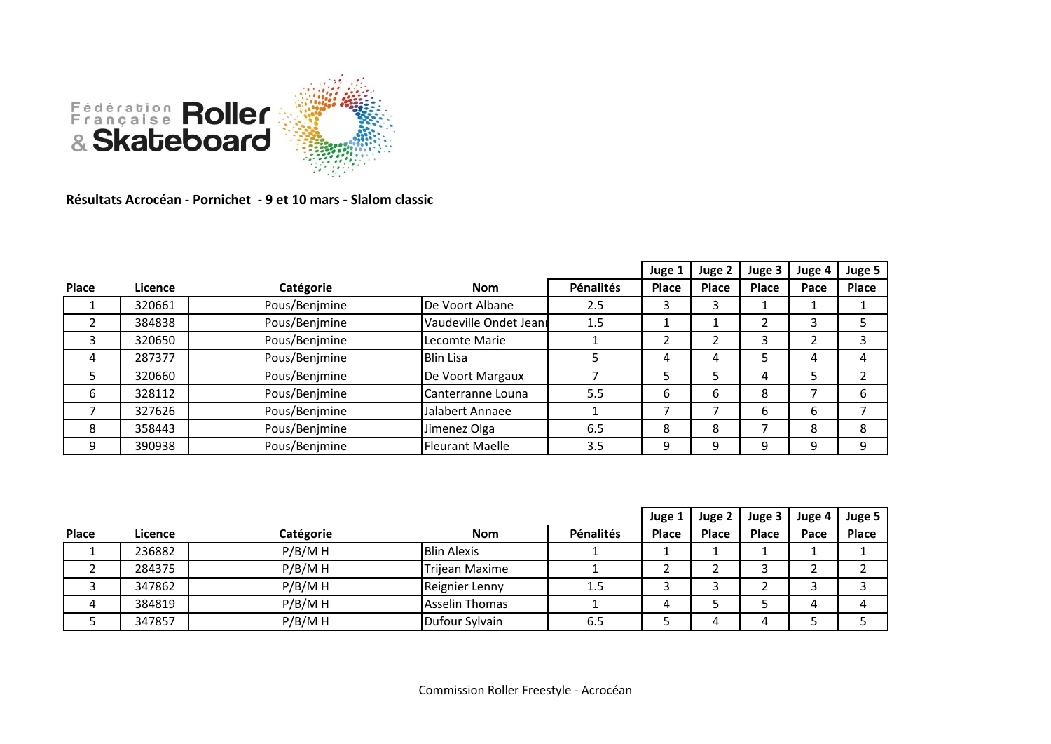**Résultats Acrocéan - Pornichet - 9 et 10 mars - Slalom classic**

| | | | | | Juge 1 | Juge 2 | Juge 3 | Juge 4 | Juge 5 |
|---|---|---|---|---|---|---|---|---|---|
| Place | Licence | Catégorie | Nom | Pénalités | Place | Place | Place | Pace | Place |
| 1 | 320661 | Pous/Benjmine | De Voort Albane | 2.5 | 3 | 3 | 1 | 1 | 1 |
| 2 | 384838 | Pous/Benjmine | Vaudeville Ondet Jeanı | 1.5 | 1 | 1 | 2 | 3 | 5 |
| 3 | 320650 | Pous/Benjmine | Lecomte Marie | 1 | 2 | 2 | 3 | 2 | 3 |
| 4 | 287377 | Pous/Benjmine | Blin Lisa | 5 | 4 | 4 | 5 | 4 | 4 |
| 5 | 320660 | Pous/Benjmine | De Voort Margaux | 7 | 5 | 5 | 4 | 5 | 2 |
| 6 | 328112 | Pous/Benjmine | Canterranne Louna | 5.5 | 6 | 6 | 8 | 7 | 6 |
| 7 | 327626 | Pous/Benjmine | Jalabert Annaee | 1 | 7 | 7 | 6 | 6 | 7 |
| 8 | 358443 | Pous/Benjmine | Jimenez Olga | 6.5 | 8 | 8 | 7 | 8 | 8 |
| 9 | 390938 | Pous/Benjmine | Fleurant Maelle | 3.5 | 9 | 9 | 9 | 9 | 9 |

| | | | | | Juge 1 | Juge 2 | Juge 3 | Juge 4 | Juge 5 |
|---|---|---|---|---|---|---|---|---|---|
| Place | Licence | Catégorie | Nom | Pénalités | Place | Place | Place | Pace | Place |
| 1 | 236882 | P/B/M H | Blin Alexis | 1 | 1 | 1 | 1 | 1 | 1 |
| 2 | 284375 | P/B/M H | Trijean Maxime | 1 | 2 | 2 | 3 | 2 | 2 |
| 3 | 347862 | P/B/M H | Reignier Lenny | 1.5 | 3 | 3 | 2 | 3 | 3 |
| 4 | 384819 | P/B/M H | Asselin Thomas | 1 | 4 | 5 | 5 | 4 | 4 |
| 5 | 347857 | P/B/M H | Dufour Sylvain | 6.5 | 5 | 4 | 4 | 5 | 5 |

Commission Roller Freestyle - Acrocéan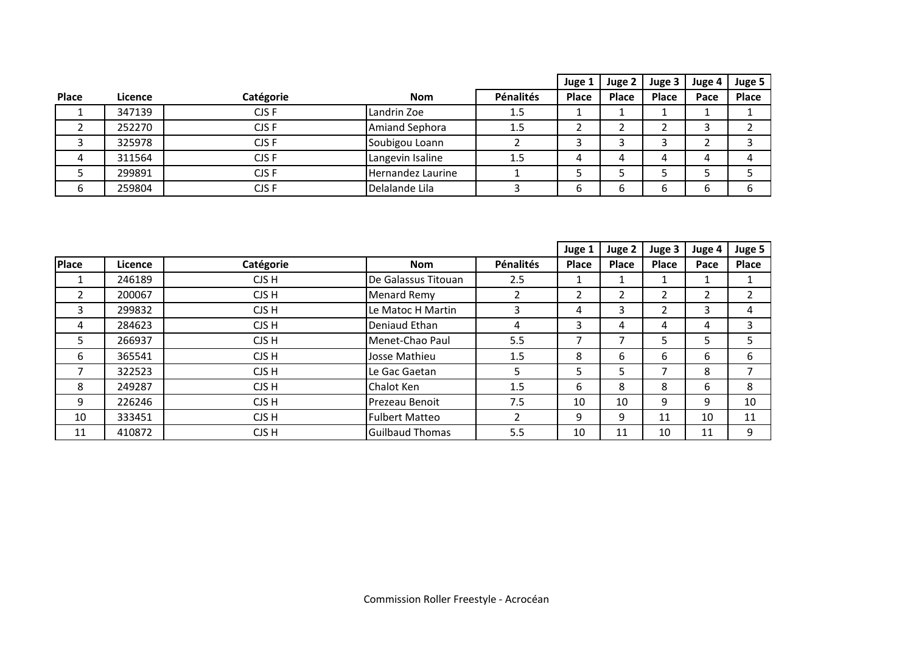| | | | | | Juge 1 | Juge 2 | Juge 3 | Juge 4 | Juge 5 |
|---|---|---|---|---|---|---|---|---|---|
| **Place** | **Licence** | **Catégorie** | **Nom** | **Pénalités** | **Place** | **Place** | **Place** | **Pace** | **Place** |
| 1 | 347139 | CJS F | Landrin Zoe | 1.5 | 1 | 1 | 1 | 1 | 1 |
| 2 | 252270 | CJS F | Amiand Sephora | 1.5 | 2 | 2 | 2 | 3 | 2 |
| 3 | 325978 | CJS F | Soubigou Loann | 2 | 3 | 3 | 3 | 2 | 3 |
| 4 | 311564 | CJS F | Langevin Isaline | 1.5 | 4 | 4 | 4 | 4 | 4 |
| 5 | 299891 | CJS F | Hernandez Laurine | 1 | 5 | 5 | 5 | 5 | 5 |
| 6 | 259804 | CJS F | Delalande Lila | 3 | 6 | 6 | 6 | 6 | 6 |

| | | | | | Juge 1 | Juge 2 | Juge 3 | Juge 4 | Juge 5 |
|---|---|---|---|---|---|---|---|---|---|
| **Place** | **Licence** | **Catégorie** | **Nom** | **Pénalités** | **Place** | **Place** | **Place** | **Pace** | **Place** |
| 1 | 246189 | CJS H | De Galassus Titouan | 2.5 | 1 | 1 | 1 | 1 | 1 |
| 2 | 200067 | CJS H | Menard Remy | 2 | 2 | 2 | 2 | 2 | 2 |
| 3 | 299832 | CJS H | Le Matoc H Martin | 3 | 4 | 3 | 2 | 3 | 4 |
| 4 | 284623 | CJS H | Deniaud Ethan | 4 | 3 | 4 | 4 | 4 | 3 |
| 5 | 266937 | CJS H | Menet-Chao Paul | 5.5 | 7 | 7 | 5 | 5 | 5 |
| 6 | 365541 | CJS H | Josse Mathieu | 1.5 | 8 | 6 | 6 | 6 | 6 |
| 7 | 322523 | CJS H | Le Gac Gaetan | 5 | 5 | 5 | 7 | 8 | 7 |
| 8 | 249287 | CJS H | Chalot Ken | 1.5 | 6 | 8 | 8 | 6 | 8 |
| 9 | 226246 | CJS H | Prezeau Benoit | 7.5 | 10 | 10 | 9 | 9 | 10 |
| 10 | 333451 | CJS H | Fulbert Matteo | 2 | 9 | 9 | 11 | 10 | 11 |
| 11 | 410872 | CJS H | Guilbaud Thomas | 5.5 | 10 | 11 | 10 | 11 | 9 |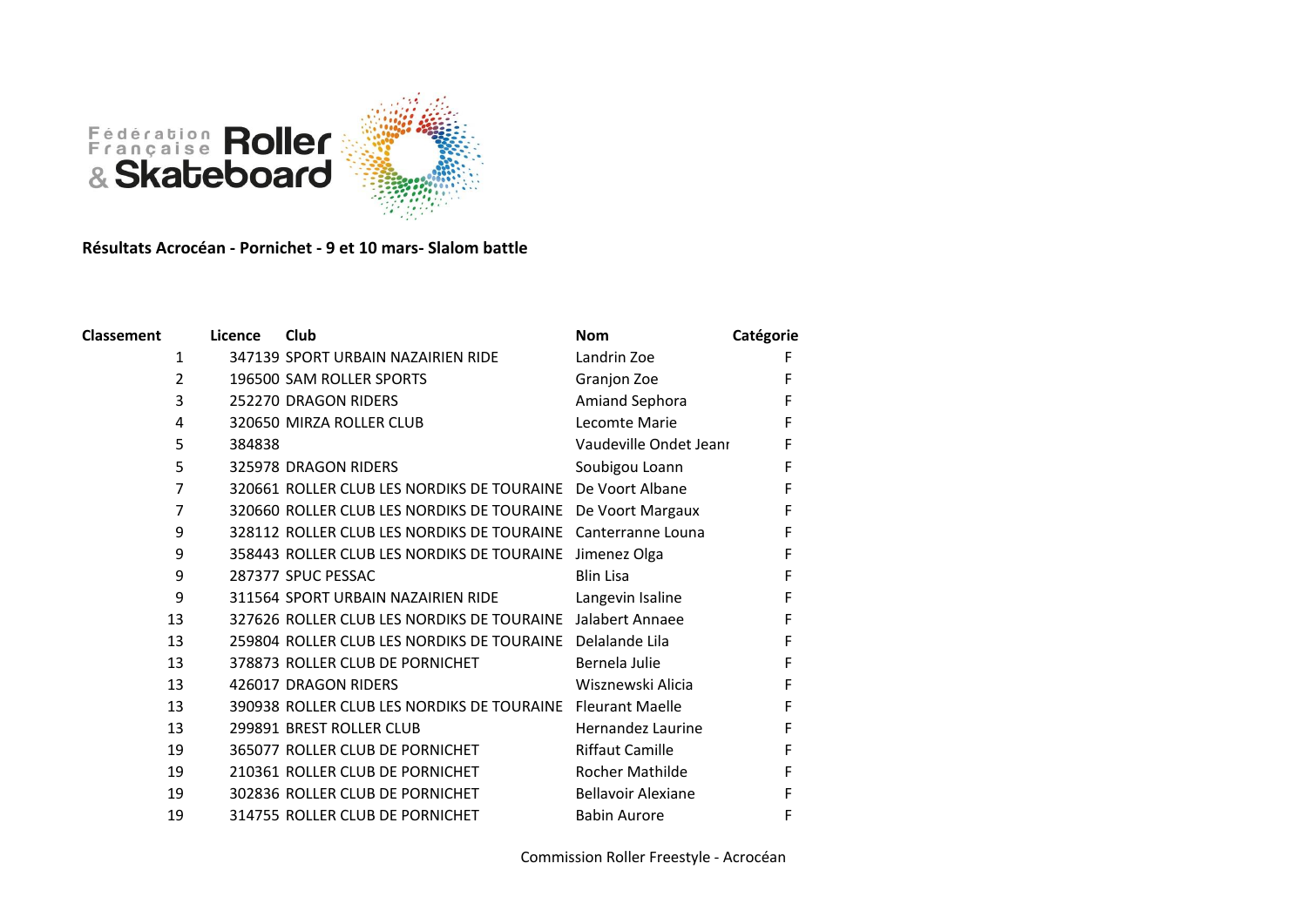**Résultats Acrocéan - Pornichet - 9 et 10 mars- Slalom battle**

| Classement | Licence | Club | Nom | Catégorie |
|---|---|---|---|---|
| 1 | 347139 | SPORT URBAIN NAZAIRIEN RIDE | Landrin Zoe | F |
| 2 | 196500 | SAM ROLLER SPORTS | Granjon Zoe | F |
| 3 | 252270 | DRAGON RIDERS | Amiand Sephora | F |
| 4 | 320650 | MIRZA ROLLER CLUB | Lecomte Marie | F |
| 5 | 384838 | | Vaudeville Ondet Jeanı | F |
| 5 | 325978 | DRAGON RIDERS | Soubigou Loann | F |
| 7 | 320661 | ROLLER CLUB LES NORDIKS DE TOURAINE | De Voort Albane | F |
| 7 | 320660 | ROLLER CLUB LES NORDIKS DE TOURAINE | De Voort Margaux | F |
| 9 | 328112 | ROLLER CLUB LES NORDIKS DE TOURAINE | Canterranne Louna | F |
| 9 | 358443 | ROLLER CLUB LES NORDIKS DE TOURAINE | Jimenez Olga | F |
| 9 | 287377 | SPUC PESSAC | Blin Lisa | F |
| 9 | 311564 | SPORT URBAIN NAZAIRIEN RIDE | Langevin Isaline | F |
| 13 | 327626 | ROLLER CLUB LES NORDIKS DE TOURAINE | Jalabert Annaee | F |
| 13 | 259804 | ROLLER CLUB LES NORDIKS DE TOURAINE | Delalande Lila | F |
| 13 | 378873 | ROLLER CLUB DE PORNICHET | Bernela Julie | F |
| 13 | 426017 | DRAGON RIDERS | Wisznewski Alicia | F |
| 13 | 390938 | ROLLER CLUB LES NORDIKS DE TOURAINE | Fleurant Maelle | F |
| 13 | 299891 | BREST ROLLER CLUB | Hernandez Laurine | F |
| 19 | 365077 | ROLLER CLUB DE PORNICHET | Riffaut Camille | F |
| 19 | 210361 | ROLLER CLUB DE PORNICHET | Rocher Mathilde | F |
| 19 | 302836 | ROLLER CLUB DE PORNICHET | Bellavoir Alexiane | F |
| 19 | 314755 | ROLLER CLUB DE PORNICHET | Babin Aurore | F |

Commission Roller Freestyle - Acrocéan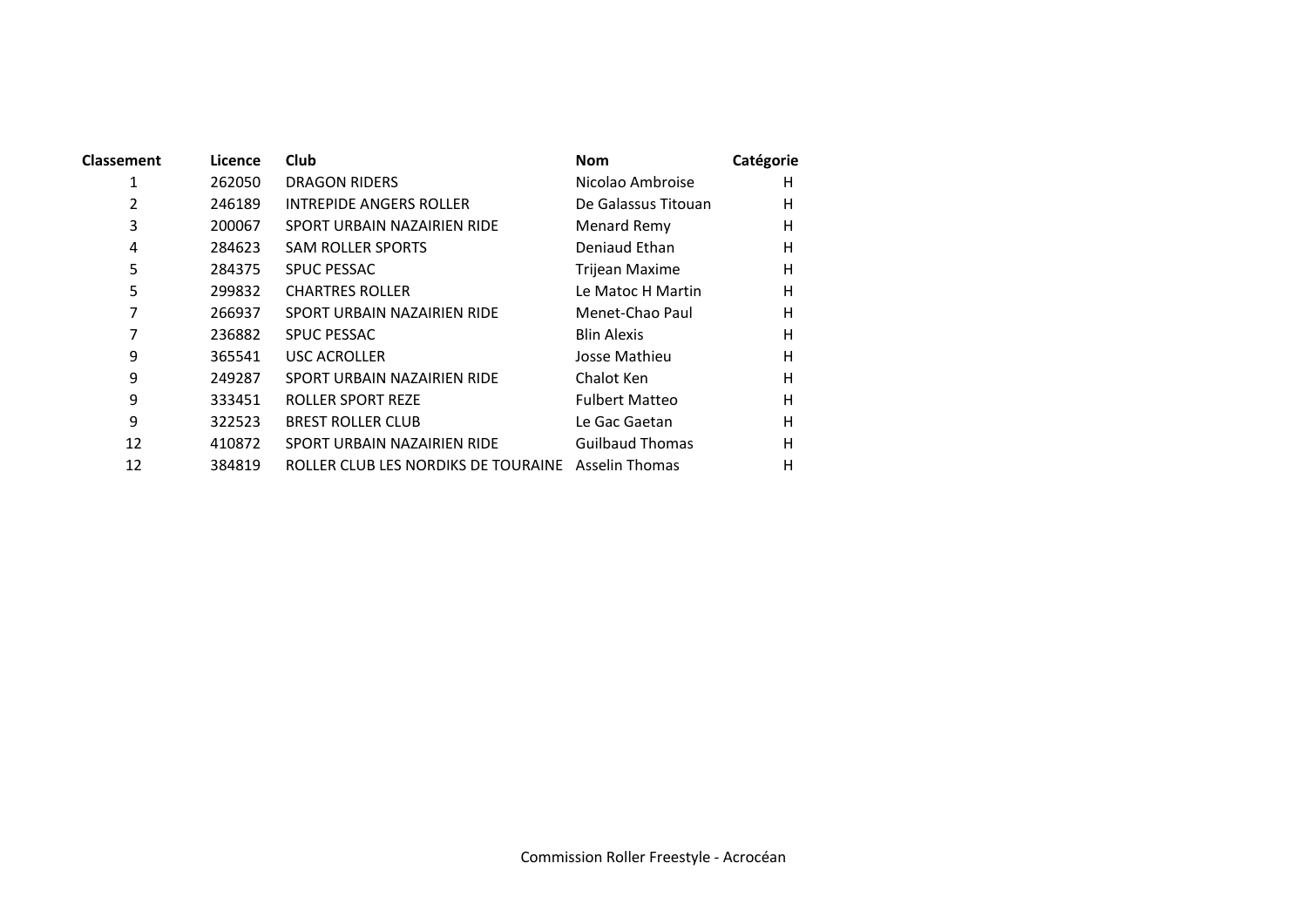| Classement | Licence | Club | Nom | Catégorie |
|---|---|---|---|---|
| 1 | 262050 | DRAGON RIDERS | Nicolao Ambroise | H |
| 2 | 246189 | INTREPIDE ANGERS ROLLER | De Galassus Titouan | H |
| 3 | 200067 | SPORT URBAIN NAZAIRIEN RIDE | Menard Remy | H |
| 4 | 284623 | SAM ROLLER SPORTS | Deniaud Ethan | H |
| 5 | 284375 | SPUC PESSAC | Trijean Maxime | H |
| 5 | 299832 | CHARTRES ROLLER | Le Matoc H Martin | H |
| 7 | 266937 | SPORT URBAIN NAZAIRIEN RIDE | Menet-Chao Paul | H |
| 7 | 236882 | SPUC PESSAC | Blin Alexis | H |
| 9 | 365541 | USC ACROLLER | Josse Mathieu | H |
| 9 | 249287 | SPORT URBAIN NAZAIRIEN RIDE | Chalot Ken | H |
| 9 | 333451 | ROLLER SPORT REZE | Fulbert Matteo | H |
| 9 | 322523 | BREST ROLLER CLUB | Le Gac Gaetan | H |
| 12 | 410872 | SPORT URBAIN NAZAIRIEN RIDE | Guilbaud Thomas | H |
| 12 | 384819 | ROLLER CLUB LES NORDIKS DE TOURAINE | Asselin Thomas | H |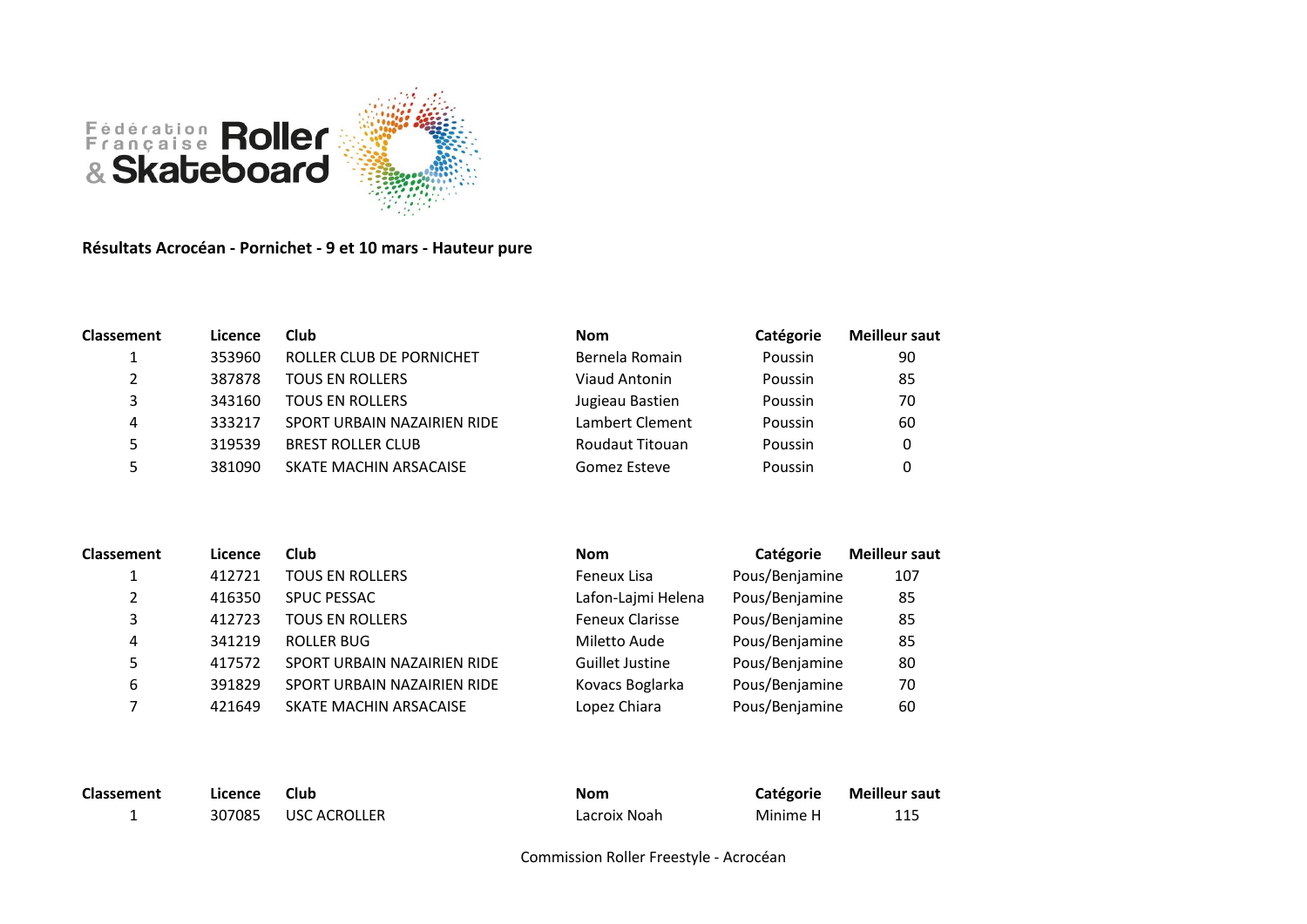Fédération Française Roller & Skateboard

**Résultats Acrocéan - Pornichet - 9 et 10 mars - Hauteur pure**

| Classement | Licence | Club | Nom | Catégorie | Meilleur saut |
|---|---|---|---|---|---|
| 1 | 353960 | ROLLER CLUB DE PORNICHET | Bernela Romain | Poussin | 90 |
| 2 | 387878 | TOUS EN ROLLERS | Viaud Antonin | Poussin | 85 |
| 3 | 343160 | TOUS EN ROLLERS | Jugieau Bastien | Poussin | 70 |
| 4 | 333217 | SPORT URBAIN NAZAIRIEN RIDE | Lambert Clement | Poussin | 60 |
| 5 | 319539 | BREST ROLLER CLUB | Roudaut Titouan | Poussin | 0 |
| 5 | 381090 | SKATE MACHIN ARSACAISE | Gomez Esteve | Poussin | 0 |

| Classement | Licence | Club | Nom | Catégorie | Meilleur saut |
|---|---|---|---|---|---|
| 1 | 412721 | TOUS EN ROLLERS | Feneux Lisa | Pous/Benjamine | 107 |
| 2 | 416350 | SPUC PESSAC | Lafon-Lajmi Helena | Pous/Benjamine | 85 |
| 3 | 412723 | TOUS EN ROLLERS | Feneux Clarisse | Pous/Benjamine | 85 |
| 4 | 341219 | ROLLER BUG | Miletto Aude | Pous/Benjamine | 85 |
| 5 | 417572 | SPORT URBAIN NAZAIRIEN RIDE | Guillet Justine | Pous/Benjamine | 80 |
| 6 | 391829 | SPORT URBAIN NAZAIRIEN RIDE | Kovacs Boglarka | Pous/Benjamine | 70 |
| 7 | 421649 | SKATE MACHIN ARSACAISE | Lopez Chiara | Pous/Benjamine | 60 |

| Classement | Licence | Club | Nom | Catégorie | Meilleur saut |
|---|---|---|---|---|---|
| 1 | 307085 | USC ACROLLER | Lacroix Noah | Minime H | 115 |

Commission Roller Freestyle - Acrocéan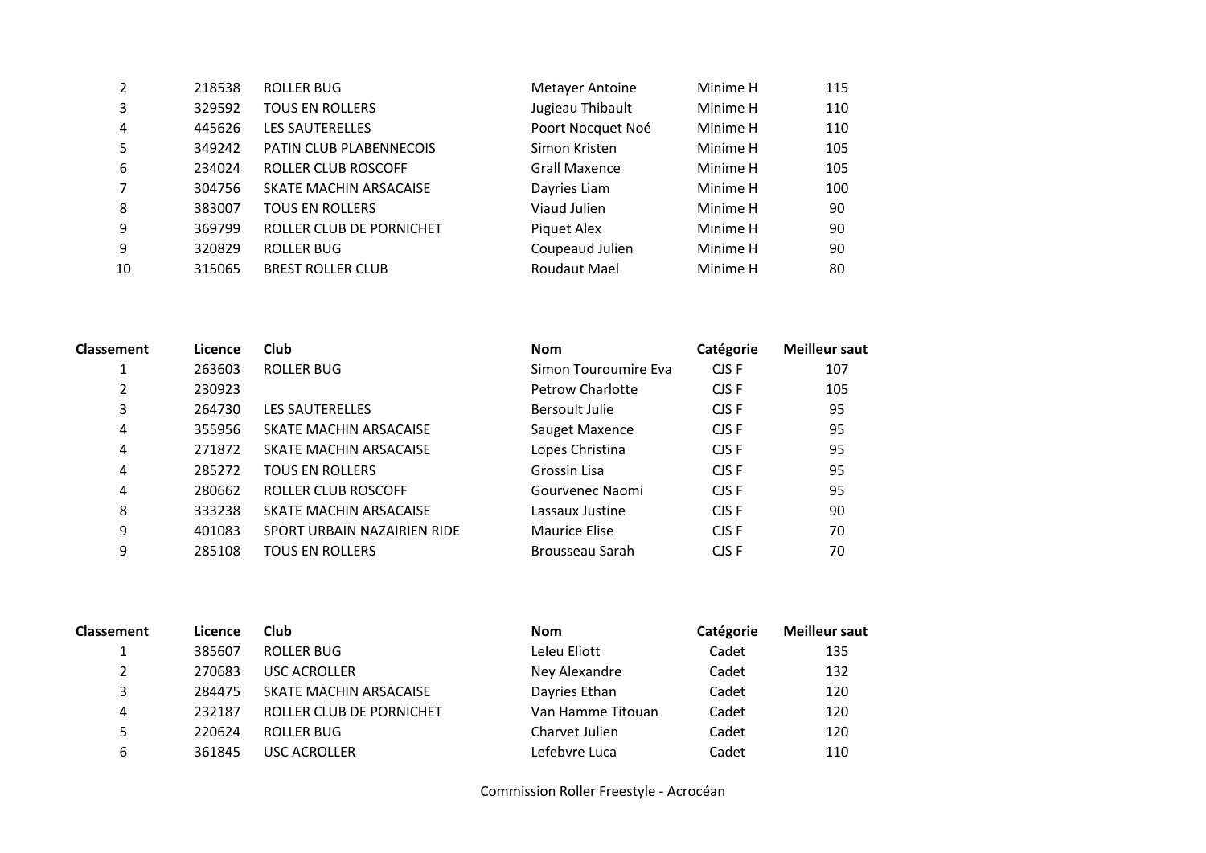| Classement | Licence | Club | Nom | Catégorie | Meilleur saut |
|---|---|---|---|---|---|
| 2 | 218538 | ROLLER BUG | Metayer Antoine | Minime H | 115 |
| 3 | 329592 | TOUS EN ROLLERS | Jugieau Thibault | Minime H | 110 |
| 4 | 445626 | LES SAUTERELLES | Poort Nocquet Noé | Minime H | 110 |
| 5 | 349242 | PATIN CLUB PLABENNECOIS | Simon Kristen | Minime H | 105 |
| 6 | 234024 | ROLLER CLUB ROSCOFF | Grall Maxence | Minime H | 105 |
| 7 | 304756 | SKATE MACHIN ARSACAISE | Dayries Liam | Minime H | 100 |
| 8 | 383007 | TOUS EN ROLLERS | Viaud Julien | Minime H | 90 |
| 9 | 369799 | ROLLER CLUB DE PORNICHET | Piquet Alex | Minime H | 90 |
| 9 | 320829 | ROLLER BUG | Coupeaud Julien | Minime H | 90 |
| 10 | 315065 | BREST ROLLER CLUB | Roudaut Mael | Minime H | 80 |

| Classement | Licence | Club | Nom | Catégorie | Meilleur saut |
|---|---|---|---|---|---|
| 1 | 263603 | ROLLER BUG | Simon Touroumire Eva | CJS F | 107 |
| 2 | 230923 | | Petrow Charlotte | CJS F | 105 |
| 3 | 264730 | LES SAUTERELLES | Bersoult Julie | CJS F | 95 |
| 4 | 355956 | SKATE MACHIN ARSACAISE | Sauget Maxence | CJS F | 95 |
| 4 | 271872 | SKATE MACHIN ARSACAISE | Lopes Christina | CJS F | 95 |
| 4 | 285272 | TOUS EN ROLLERS | Grossin Lisa | CJS F | 95 |
| 4 | 280662 | ROLLER CLUB ROSCOFF | Gourvenec Naomi | CJS F | 95 |
| 8 | 333238 | SKATE MACHIN ARSACAISE | Lassaux Justine | CJS F | 90 |
| 9 | 401083 | SPORT URBAIN NAZAIRIEN RIDE | Maurice Elise | CJS F | 70 |
| 9 | 285108 | TOUS EN ROLLERS | Brousseau Sarah | CJS F | 70 |

| Classement | Licence | Club | Nom | Catégorie | Meilleur saut |
|---|---|---|---|---|---|
| 1 | 385607 | ROLLER BUG | Leleu Eliott | Cadet | 135 |
| 2 | 270683 | USC ACROLLER | Ney Alexandre | Cadet | 132 |
| 3 | 284475 | SKATE MACHIN ARSACAISE | Dayries Ethan | Cadet | 120 |
| 4 | 232187 | ROLLER CLUB DE PORNICHET | Van Hamme Titouan | Cadet | 120 |
| 5 | 220624 | ROLLER BUG | Charvet Julien | Cadet | 120 |
| 6 | 361845 | USC ACROLLER | Lefebvre Luca | Cadet | 110 |

Commission Roller Freestyle - Acrocéan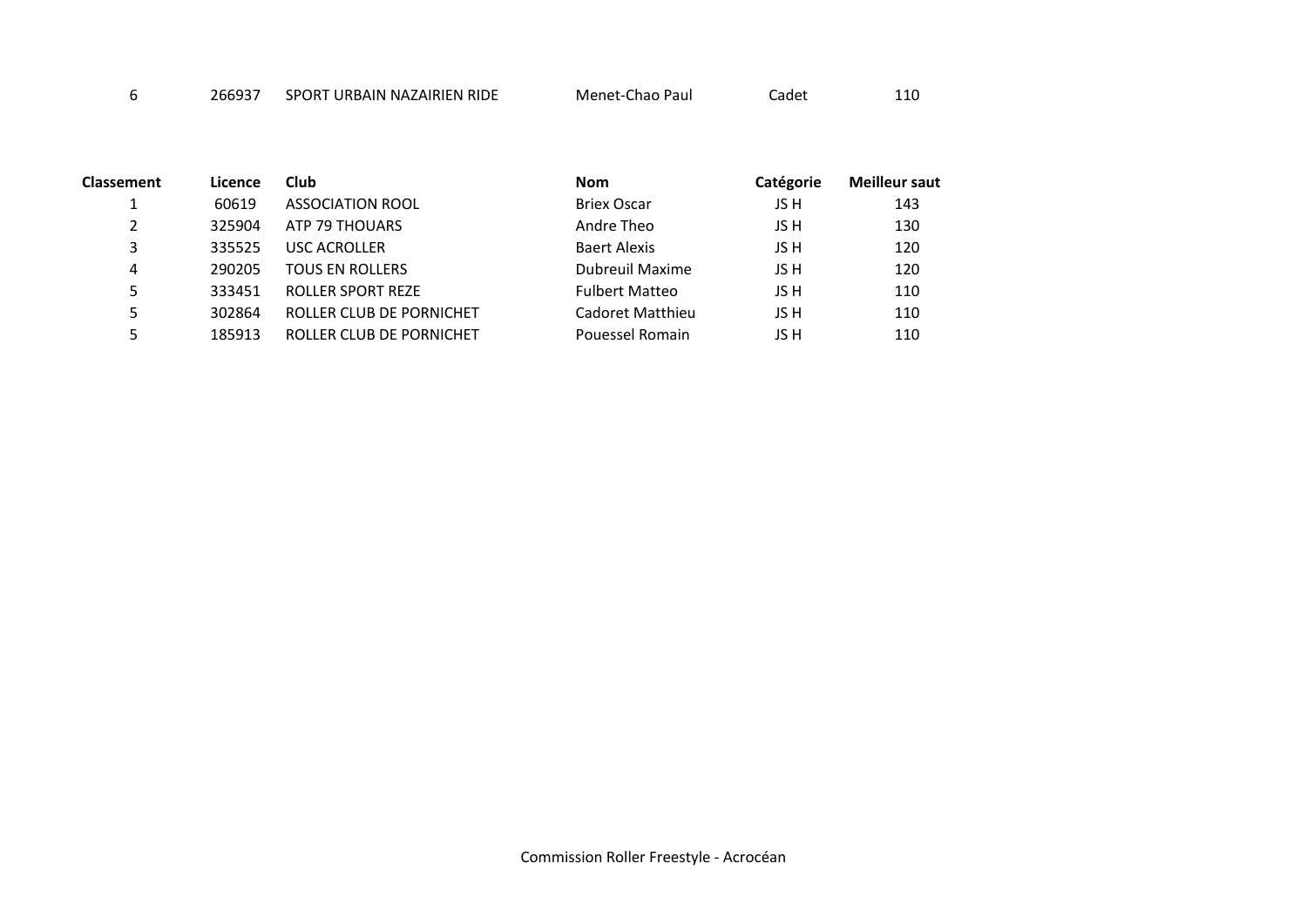| | | | | | |
|---|---|---|---|---|---|
| 6 | 266937 | SPORT URBAIN NAZAIRIEN RIDE | Menet-Chao Paul | Cadet | 110 |

| Classement | Licence | Club | Nom | Catégorie | Meilleur saut |
|---|---|---|---|---|---|
| 1 | 60619 | ASSOCIATION ROOL | Briex Oscar | JS H | 143 |
| 2 | 325904 | ATP 79 THOUARS | Andre Theo | JS H | 130 |
| 3 | 335525 | USC ACROLLER | Baert Alexis | JS H | 120 |
| 4 | 290205 | TOUS EN ROLLERS | Dubreuil Maxime | JS H | 120 |
| 5 | 333451 | ROLLER SPORT REZE | Fulbert Matteo | JS H | 110 |
| 5 | 302864 | ROLLER CLUB DE PORNICHET | Cadoret Matthieu | JS H | 110 |
| 5 | 185913 | ROLLER CLUB DE PORNICHET | Pouessel Romain | JS H | 110 |